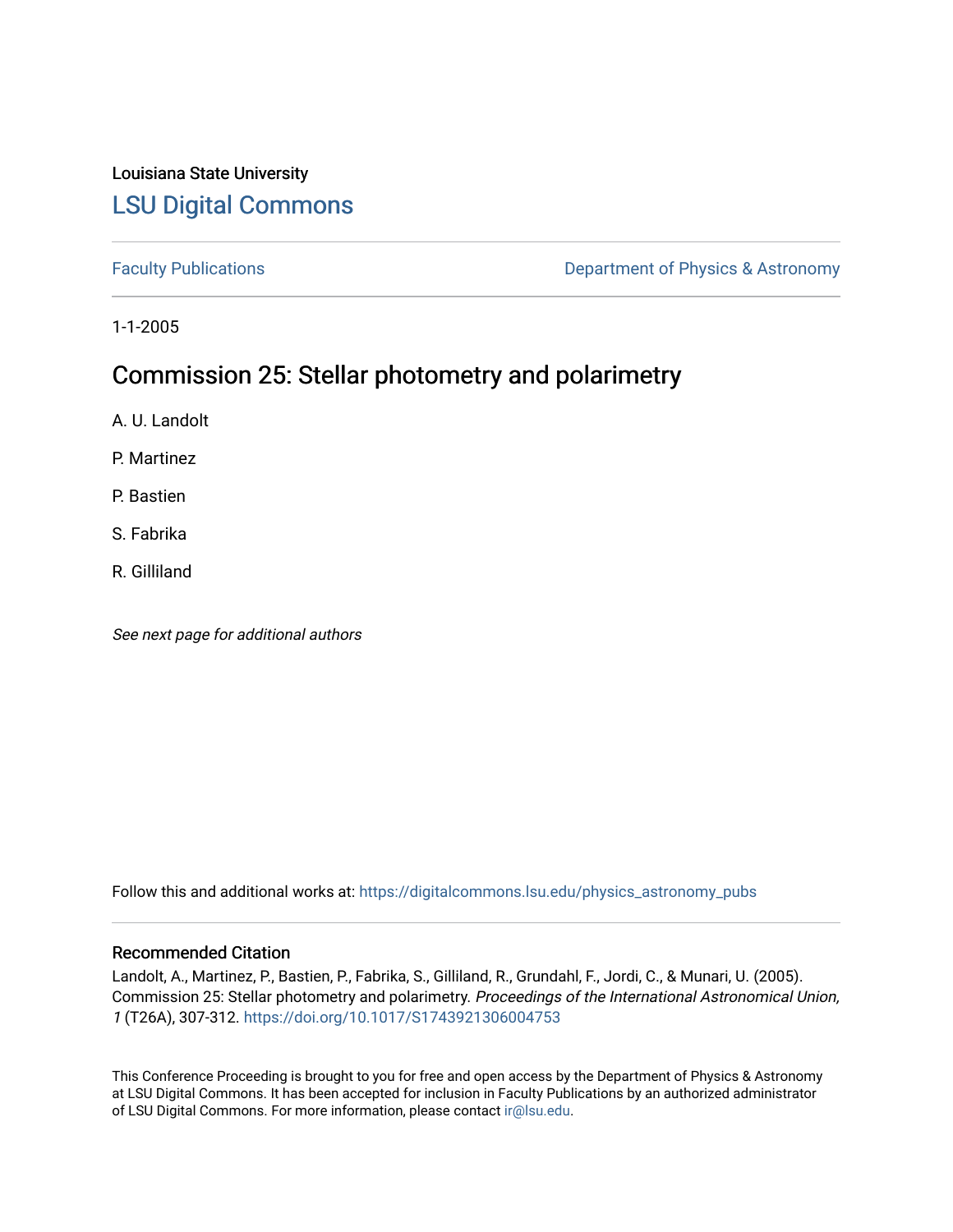Louisiana State University

# LSU Digital Commons

Faculty Publications | Department of Physics & Astronomy

1-1-2005

## Commission 25: Stellar photometry and polarimetry

A. U. Landolt

P. Martinez

P. Bastien

S. Fabrika

R. Gilliland

*See next page for additional authors*

Follow this and additional works at: https://digitalcommons.lsu.edu/physics_astronomy_pubs

### Recommended Citation

Landolt, A., Martinez, P., Bastien, P., Fabrika, S., Gilliland, R., Grundahl, F., Jordi, C., & Munari, U. (2005). Commission 25: Stellar photometry and polarimetry. *Proceedings of the International Astronomical Union, 1* (T26A), 307-312. https://doi.org/10.1017/S1743921306004753

This Conference Proceeding is brought to you for free and open access by the Department of Physics & Astronomy at LSU Digital Commons. It has been accepted for inclusion in Faculty Publications by an authorized administrator of LSU Digital Commons. For more information, please contact ir@lsu.edu.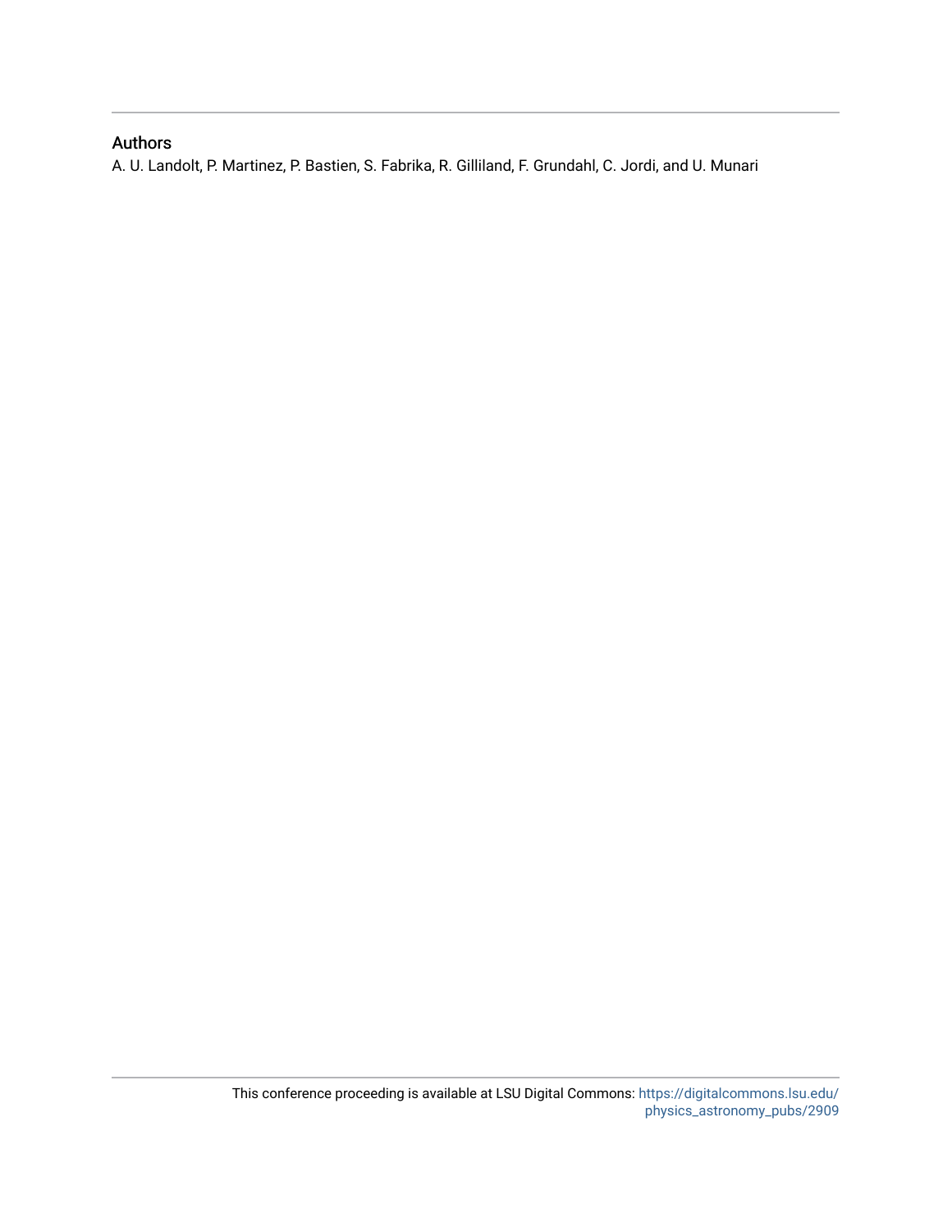## Authors

A. U. Landolt, P. Martinez, P. Bastien, S. Fabrika, R. Gilliland, F. Grundahl, C. Jordi, and U. Munari

This conference proceeding is available at LSU Digital Commons: https://digitalcommons.lsu.edu/physics_astronomy_pubs/2909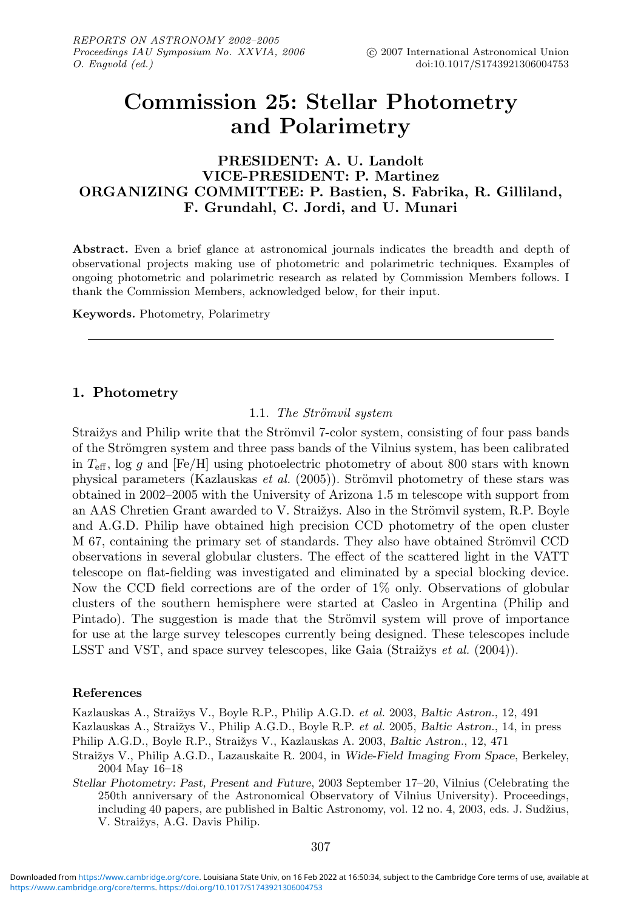# Commission 25: Stellar Photometry and Polarimetry

**PRESIDENT: A. U. Landolt**
**VICE-PRESIDENT: P. Martinez**
**ORGANIZING COMMITTEE: P. Bastien, S. Fabrika, R. Gilliland, F. Grundahl, C. Jordi, and U. Munari**

**Abstract.** Even a brief glance at astronomical journals indicates the breadth and depth of observational projects making use of photometric and polarimetric techniques. Examples of ongoing photometric and polarimetric research as related by Commission Members follows. I thank the Commission Members, acknowledged below, for their input.

**Keywords.** Photometry, Polarimetry

## 1. Photometry

### 1.1. *The Strömvil system*

Straižys and Philip write that the Strömvil 7-color system, consisting of four pass bands of the Strömgren system and three pass bands of the Vilnius system, has been calibrated in $T_{\rm eff}$, log $g$ and [Fe/H] using photoelectric photometry of about 800 stars with known physical parameters (Kazlauskas *et al.* (2005)). Strömvil photometry of these stars was obtained in 2002–2005 with the University of Arizona 1.5 m telescope with support from an AAS Chretien Grant awarded to V. Straižys. Also in the Strömvil system, R.P. Boyle and A.G.D. Philip have obtained high precision CCD photometry of the open cluster M 67, containing the primary set of standards. They also have obtained Strömvil CCD observations in several globular clusters. The effect of the scattered light in the VATT telescope on flat-fielding was investigated and eliminated by a special blocking device. Now the CCD field corrections are of the order of 1% only. Observations of globular clusters of the southern hemisphere were started at Casleo in Argentina (Philip and Pintado). The suggestion is made that the Strömvil system will prove of importance for use at the large survey telescopes currently being designed. These telescopes include LSST and VST, and space survey telescopes, like Gaia (Straižys *et al.* (2004)).

### References

Kazlauskas A., Straižys V., Boyle R.P., Philip A.G.D. *et al.* 2003, *Baltic Astron.*, 12, 491

Kazlauskas A., Straižys V., Philip A.G.D., Boyle R.P. *et al.* 2005, *Baltic Astron.*, 14, in press

Philip A.G.D., Boyle R.P., Straižys V., Kazlauskas A. 2003, *Baltic Astron.*, 12, 471

Straižys V., Philip A.G.D., Lazauskaite R. 2004, in *Wide-Field Imaging From Space*, Berkeley, 2004 May 16–18

*Stellar Photometry: Past, Present and Future*, 2003 September 17–20, Vilnius (Celebrating the 250th anniversary of the Astronomical Observatory of Vilnius University). Proceedings, including 40 papers, are published in Baltic Astronomy, vol. 12 no. 4, 2003, eds. J. Sudžius, V. Straižys, A.G. Davis Philip.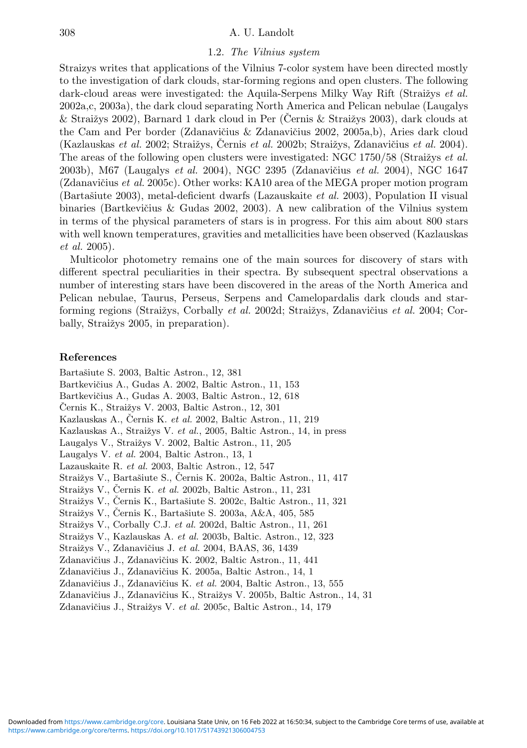### 1.2. *The Vilnius system*

Straizys writes that applications of the Vilnius 7-color system have been directed mostly to the investigation of dark clouds, star-forming regions and open clusters. The following dark-cloud areas were investigated: the Aquila-Serpens Milky Way Rift (Straižys *et al.* 2002a,c, 2003a), the dark cloud separating North America and Pelican nebulae (Laugalys & Straižys 2002), Barnard 1 dark cloud in Per (Černis & Straižys 2003), dark clouds at the Cam and Per border (Zdanavičius & Zdanavičius 2002, 2005a,b), Aries dark cloud (Kazlauskas *et al.* 2002; Straižys, Černis *et al.* 2002b; Straižys, Zdanavičius *et al.* 2004). The areas of the following open clusters were investigated: NGC 1750/58 (Straižys *et al.* 2003b), M67 (Laugalys *et al.* 2004), NGC 2395 (Zdanavičius *et al.* 2004), NGC 1647 (Zdanavičius *et al.* 2005c). Other works: KA10 area of the MEGA proper motion program (Bartašiute 2003), metal-deficient dwarfs (Lazauskaite *et al.* 2003), Population II visual binaries (Bartkevičius & Gudas 2002, 2003). A new calibration of the Vilnius system in terms of the physical parameters of stars is in progress. For this aim about 800 stars with well known temperatures, gravities and metallicities have been observed (Kazlauskas *et al.* 2005).

Multicolor photometry remains one of the main sources for discovery of stars with different spectral peculiarities in their spectra. By subsequent spectral observations a number of interesting stars have been discovered in the areas of the North America and Pelican nebulae, Taurus, Perseus, Serpens and Camelopardalis dark clouds and star-forming regions (Straižys, Corbally *et al.* 2002d; Straižys, Zdanavičius *et al.* 2004; Corbally, Straižys 2005, in preparation).

## References

Bartašiute S. 2003, Baltic Astron., 12, 381
Bartkevičius A., Gudas A. 2002, Baltic Astron., 11, 153
Bartkevičius A., Gudas A. 2003, Baltic Astron., 12, 618
Černis K., Straižys V. 2003, Baltic Astron., 12, 301
Kazlauskas A., Černis K. *et al.* 2002, Baltic Astron., 11, 219
Kazlauskas A., Straižys V. *et al.*, 2005, Baltic Astron., 14, in press
Laugalys V., Straižys V. 2002, Baltic Astron., 11, 205
Laugalys V. *et al.* 2004, Baltic Astron., 13, 1
Lazauskaite R. *et al.* 2003, Baltic Astron., 12, 547
Straižys V., Bartašiute S., Černis K. 2002a, Baltic Astron., 11, 417
Straižys V., Černis K. *et al.* 2002b, Baltic Astron., 11, 231
Straižys V., Černis K., Bartašiute S. 2002c, Baltic Astron., 11, 321
Straižys V., Černis K., Bartašiute S. 2003a, A&A, 405, 585
Straižys V., Corbally C.J. *et al.* 2002d, Baltic Astron., 11, 261
Straižys V., Kazlauskas A. *et al.* 2003b, Baltic. Astron., 12, 323
Straižys V., Zdanavičius J. *et al.* 2004, BAAS, 36, 1439
Zdanavičius J., Zdanavičius K. 2002, Baltic Astron., 11, 441
Zdanavičius J., Zdanavičius K. 2005a, Baltic Astron., 14, 1
Zdanavičius J., Zdanavičius K. *et al.* 2004, Baltic Astron., 13, 555
Zdanavičius J., Zdanavičius K., Straižys V. 2005b, Baltic Astron., 14, 31
Zdanavičius J., Straižys V. *et al.* 2005c, Baltic Astron., 14, 179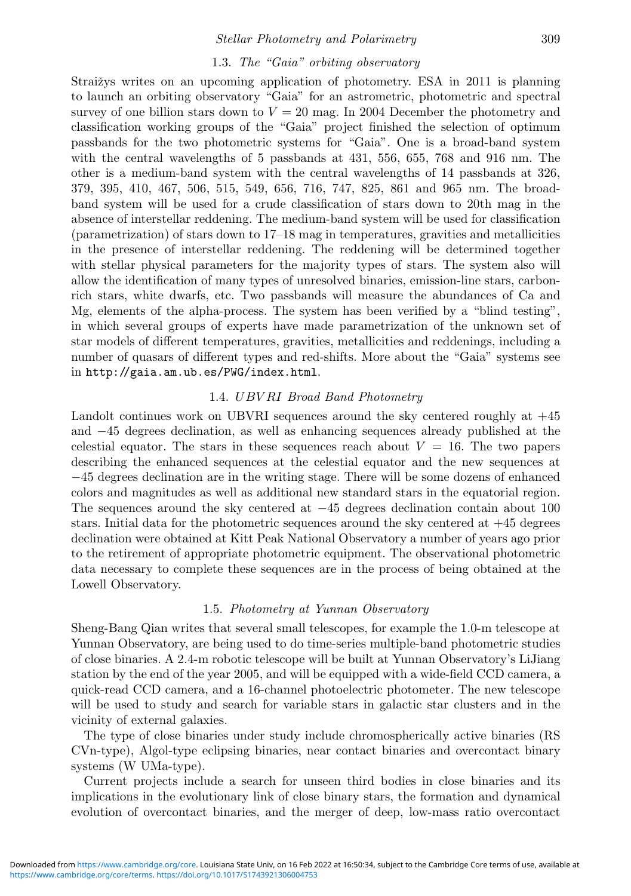### 1.3. *The "Gaia" orbiting observatory*

Straižys writes on an upcoming application of photometry. ESA in 2011 is planning to launch an orbiting observatory "Gaia" for an astrometric, photometric and spectral survey of one billion stars down to $V = 20$ mag. In 2004 December the photometry and classification working groups of the "Gaia" project finished the selection of optimum passbands for the two photometric systems for "Gaia". One is a broad-band system with the central wavelengths of 5 passbands at 431, 556, 655, 768 and 916 nm. The other is a medium-band system with the central wavelengths of 14 passbands at 326, 379, 395, 410, 467, 506, 515, 549, 656, 716, 747, 825, 861 and 965 nm. The broad-band system will be used for a crude classification of stars down to 20th mag in the absence of interstellar reddening. The medium-band system will be used for classification (parametrization) of stars down to 17–18 mag in temperatures, gravities and metallicities in the presence of interstellar reddening. The reddening will be determined together with stellar physical parameters for the majority types of stars. The system also will allow the identification of many types of unresolved binaries, emission-line stars, carbon-rich stars, white dwarfs, etc. Two passbands will measure the abundances of Ca and Mg, elements of the alpha-process. The system has been verified by a "blind testing", in which several groups of experts have made parametrization of the unknown set of star models of different temperatures, gravities, metallicities and reddenings, including a number of quasars of different types and red-shifts. More about the "Gaia" systems see in http://gaia.am.ub.es/PWG/index.html.

### 1.4. *UBVRI Broad Band Photometry*

Landolt continues work on UBVRI sequences around the sky centered roughly at +45 and −45 degrees declination, as well as enhancing sequences already published at the celestial equator. The stars in these sequences reach about $V = 16$. The two papers describing the enhanced sequences at the celestial equator and the new sequences at −45 degrees declination are in the writing stage. There will be some dozens of enhanced colors and magnitudes as well as additional new standard stars in the equatorial region. The sequences around the sky centered at −45 degrees declination contain about 100 stars. Initial data for the photometric sequences around the sky centered at +45 degrees declination were obtained at Kitt Peak National Observatory a number of years ago prior to the retirement of appropriate photometric equipment. The observational photometric data necessary to complete these sequences are in the process of being obtained at the Lowell Observatory.

### 1.5. *Photometry at Yunnan Observatory*

Sheng-Bang Qian writes that several small telescopes, for example the 1.0-m telescope at Yunnan Observatory, are being used to do time-series multiple-band photometric studies of close binaries. A 2.4-m robotic telescope will be built at Yunnan Observatory's LiJiang station by the end of the year 2005, and will be equipped with a wide-field CCD camera, a quick-read CCD camera, and a 16-channel photoelectric photometer. The new telescope will be used to study and search for variable stars in galactic star clusters and in the vicinity of external galaxies.

The type of close binaries under study include chromospherically active binaries (RS CVn-type), Algol-type eclipsing binaries, near contact binaries and overcontact binary systems (W UMa-type).

Current projects include a search for unseen third bodies in close binaries and its implications in the evolutionary link of close binary stars, the formation and dynamical evolution of overcontact binaries, and the merger of deep, low-mass ratio overcontact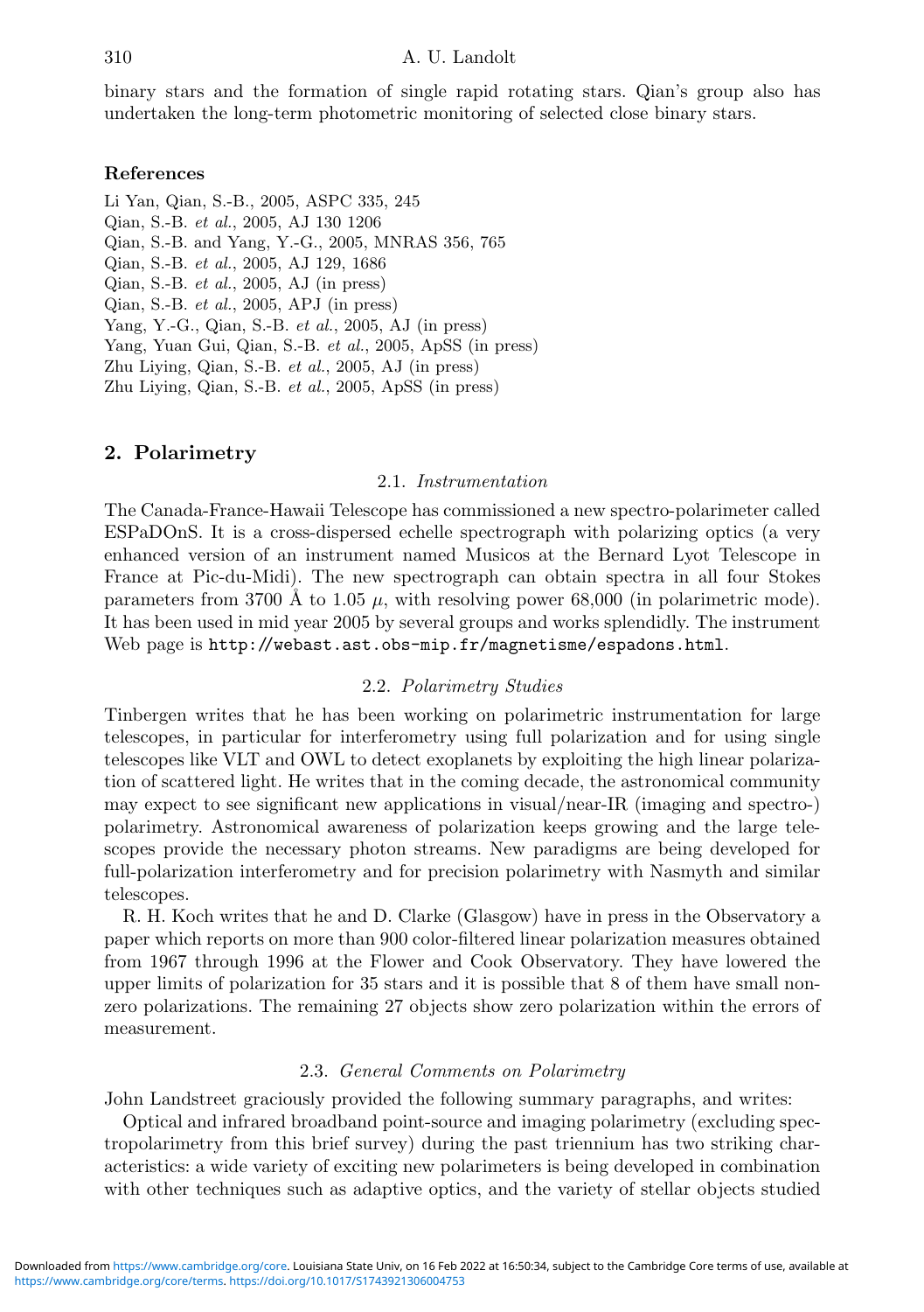binary stars and the formation of single rapid rotating stars. Qian's group also has undertaken the long-term photometric monitoring of selected close binary stars.

### References

Li Yan, Qian, S.-B., 2005, ASPC 335, 245
Qian, S.-B. *et al.*, 2005, AJ 130 1206
Qian, S.-B. and Yang, Y.-G., 2005, MNRAS 356, 765
Qian, S.-B. *et al.*, 2005, AJ 129, 1686
Qian, S.-B. *et al.*, 2005, AJ (in press)
Qian, S.-B. *et al.*, 2005, APJ (in press)
Yang, Y.-G., Qian, S.-B. *et al.*, 2005, AJ (in press)
Yang, Yuan Gui, Qian, S.-B. *et al.*, 2005, ApSS (in press)
Zhu Liying, Qian, S.-B. *et al.*, 2005, AJ (in press)
Zhu Liying, Qian, S.-B. *et al.*, 2005, ApSS (in press)

## 2. Polarimetry

### 2.1. *Instrumentation*

The Canada-France-Hawaii Telescope has commissioned a new spectro-polarimeter called ESPaDOnS. It is a cross-dispersed echelle spectrograph with polarizing optics (a very enhanced version of an instrument named Musicos at the Bernard Lyot Telescope in France at Pic-du-Midi). The new spectrograph can obtain spectra in all four Stokes parameters from 3700 Å to 1.05 $\mu$, with resolving power 68,000 (in polarimetric mode). It has been used in mid year 2005 by several groups and works splendidly. The instrument Web page is `http://webast.ast.obs-mip.fr/magnetisme/espadons.html`.

### 2.2. *Polarimetry Studies*

Tinbergen writes that he has been working on polarimetric instrumentation for large telescopes, in particular for interferometry using full polarization and for using single telescopes like VLT and OWL to detect exoplanets by exploiting the high linear polarization of scattered light. He writes that in the coming decade, the astronomical community may expect to see significant new applications in visual/near-IR (imaging and spectro-) polarimetry. Astronomical awareness of polarization keeps growing and the large telescopes provide the necessary photon streams. New paradigms are being developed for full-polarization interferometry and for precision polarimetry with Nasmyth and similar telescopes.

R. H. Koch writes that he and D. Clarke (Glasgow) have in press in the Observatory a paper which reports on more than 900 color-filtered linear polarization measures obtained from 1967 through 1996 at the Flower and Cook Observatory. They have lowered the upper limits of polarization for 35 stars and it is possible that 8 of them have small nonzero polarizations. The remaining 27 objects show zero polarization within the errors of measurement.

### 2.3. *General Comments on Polarimetry*

John Landstreet graciously provided the following summary paragraphs, and writes:

Optical and infrared broadband point-source and imaging polarimetry (excluding spectropolarimetry from this brief survey) during the past triennium has two striking characteristics: a wide variety of exciting new polarimeters is being developed in combination with other techniques such as adaptive optics, and the variety of stellar objects studied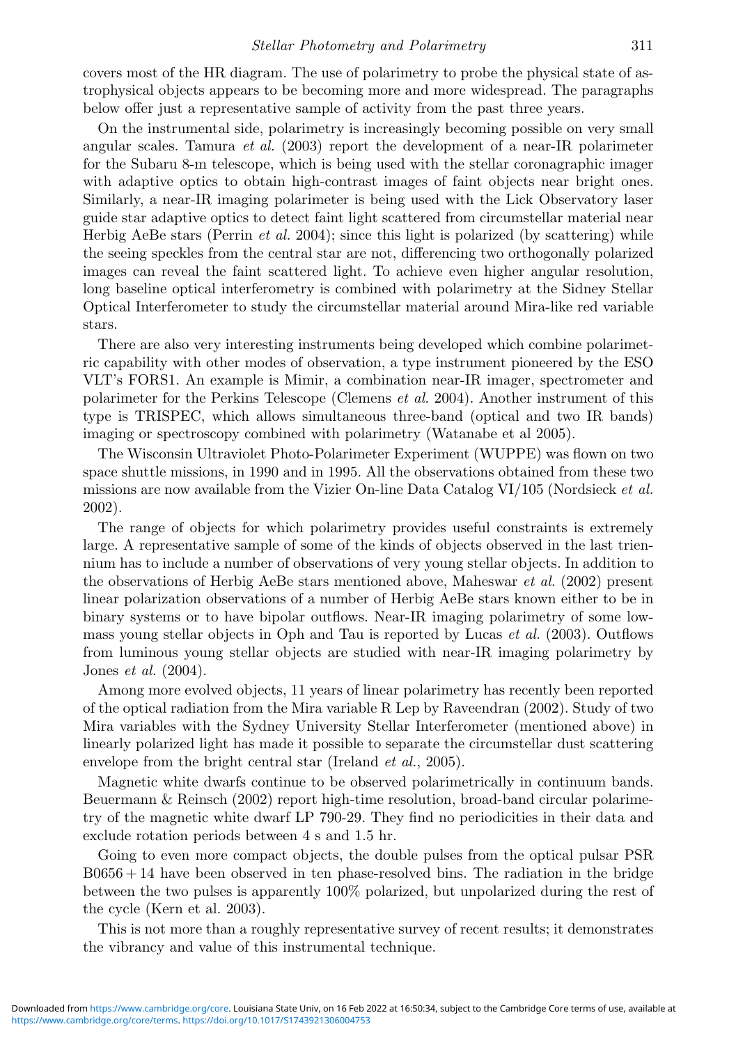covers most of the HR diagram. The use of polarimetry to probe the physical state of astrophysical objects appears to be becoming more and more widespread. The paragraphs below offer just a representative sample of activity from the past three years.

On the instrumental side, polarimetry is increasingly becoming possible on very small angular scales. Tamura *et al.* (2003) report the development of a near-IR polarimeter for the Subaru 8-m telescope, which is being used with the stellar coronagraphic imager with adaptive optics to obtain high-contrast images of faint objects near bright ones. Similarly, a near-IR imaging polarimeter is being used with the Lick Observatory laser guide star adaptive optics to detect faint light scattered from circumstellar material near Herbig AeBe stars (Perrin *et al.* 2004); since this light is polarized (by scattering) while the seeing speckles from the central star are not, differencing two orthogonally polarized images can reveal the faint scattered light. To achieve even higher angular resolution, long baseline optical interferometry is combined with polarimetry at the Sidney Stellar Optical Interferometer to study the circumstellar material around Mira-like red variable stars.

There are also very interesting instruments being developed which combine polarimetric capability with other modes of observation, a type instrument pioneered by the ESO VLT's FORS1. An example is Mimir, a combination near-IR imager, spectrometer and polarimeter for the Perkins Telescope (Clemens *et al.* 2004). Another instrument of this type is TRISPEC, which allows simultaneous three-band (optical and two IR bands) imaging or spectroscopy combined with polarimetry (Watanabe et al 2005).

The Wisconsin Ultraviolet Photo-Polarimeter Experiment (WUPPE) was flown on two space shuttle missions, in 1990 and in 1995. All the observations obtained from these two missions are now available from the Vizier On-line Data Catalog VI/105 (Nordsieck *et al.* 2002).

The range of objects for which polarimetry provides useful constraints is extremely large. A representative sample of some of the kinds of objects observed in the last triennium has to include a number of observations of very young stellar objects. In addition to the observations of Herbig AeBe stars mentioned above, Maheswar *et al.* (2002) present linear polarization observations of a number of Herbig AeBe stars known either to be in binary systems or to have bipolar outflows. Near-IR imaging polarimetry of some low-mass young stellar objects in Oph and Tau is reported by Lucas *et al.* (2003). Outflows from luminous young stellar objects are studied with near-IR imaging polarimetry by Jones *et al.* (2004).

Among more evolved objects, 11 years of linear polarimetry has recently been reported of the optical radiation from the Mira variable R Lep by Raveendran (2002). Study of two Mira variables with the Sydney University Stellar Interferometer (mentioned above) in linearly polarized light has made it possible to separate the circumstellar dust scattering envelope from the bright central star (Ireland *et al.*, 2005).

Magnetic white dwarfs continue to be observed polarimetrically in continuum bands. Beuermann & Reinsch (2002) report high-time resolution, broad-band circular polarimetry of the magnetic white dwarf LP 790-29. They find no periodicities in their data and exclude rotation periods between 4 s and 1.5 hr.

Going to even more compact objects, the double pulses from the optical pulsar PSR B0656 + 14 have been observed in ten phase-resolved bins. The radiation in the bridge between the two pulses is apparently 100% polarized, but unpolarized during the rest of the cycle (Kern et al. 2003).

This is not more than a roughly representative survey of recent results; it demonstrates the vibrancy and value of this instrumental technique.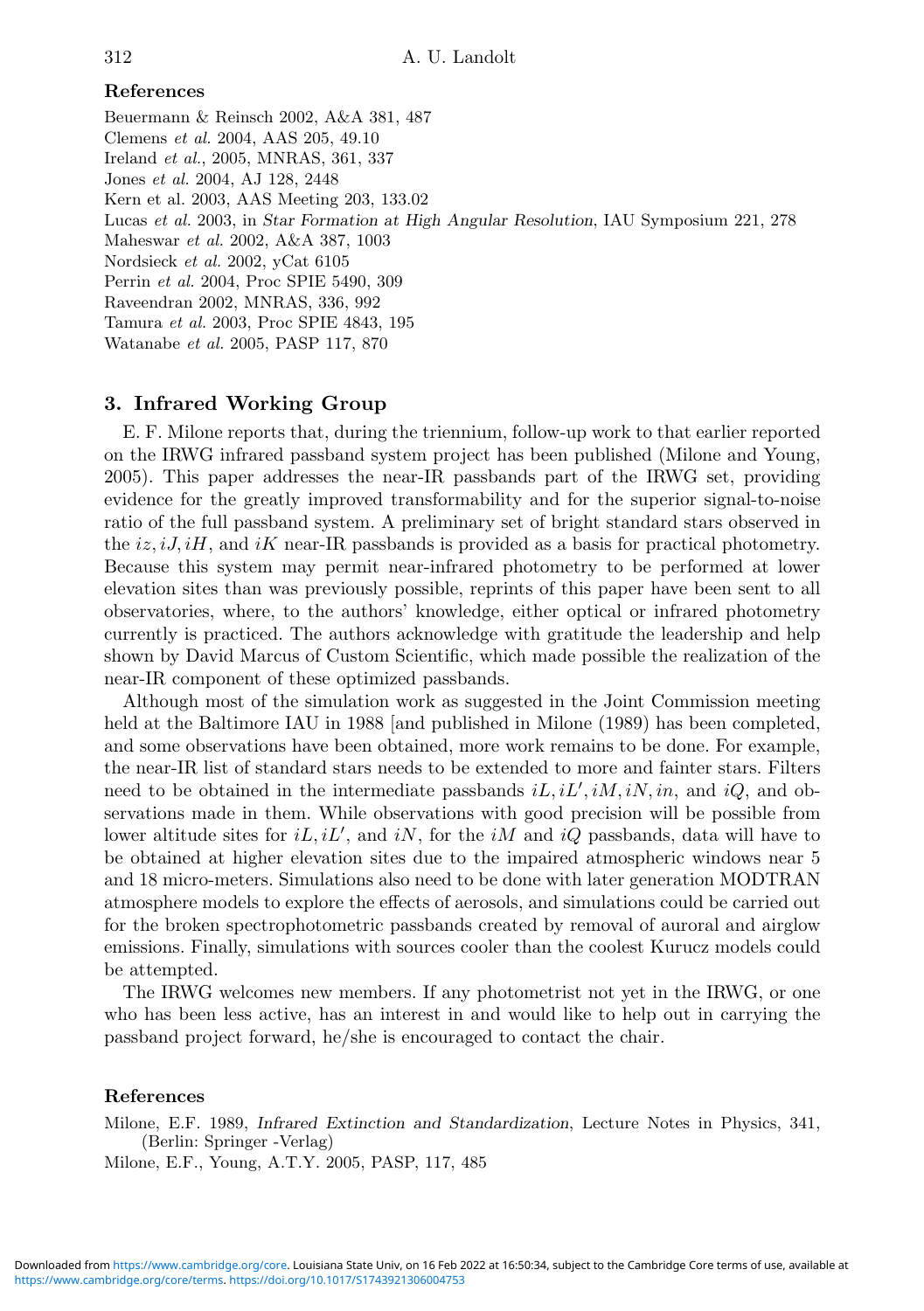### References

Beuermann & Reinsch 2002, A&A 381, 487
Clemens *et al.* 2004, AAS 205, 49.10
Ireland *et al.*, 2005, MNRAS, 361, 337
Jones *et al.* 2004, AJ 128, 2448
Kern et al. 2003, AAS Meeting 203, 133.02
Lucas *et al.* 2003, in *Star Formation at High Angular Resolution*, IAU Symposium 221, 278
Maheswar *et al.* 2002, A&A 387, 1003
Nordsieck *et al.* 2002, yCat 6105
Perrin *et al.* 2004, Proc SPIE 5490, 309
Raveendran 2002, MNRAS, 336, 992
Tamura *et al.* 2003, Proc SPIE 4843, 195
Watanabe *et al.* 2005, PASP 117, 870

## 3. Infrared Working Group

E. F. Milone reports that, during the triennium, follow-up work to that earlier reported on the IRWG infrared passband system project has been published (Milone and Young, 2005). This paper addresses the near-IR passbands part of the IRWG set, providing evidence for the greatly improved transformability and for the superior signal-to-noise ratio of the full passband system. A preliminary set of bright standard stars observed in the $iz, iJ, iH$, and $iK$ near-IR passbands is provided as a basis for practical photometry. Because this system may permit near-infrared photometry to be performed at lower elevation sites than was previously possible, reprints of this paper have been sent to all observatories, where, to the authors' knowledge, either optical or infrared photometry currently is practiced. The authors acknowledge with gratitude the leadership and help shown by David Marcus of Custom Scientific, which made possible the realization of the near-IR component of these optimized passbands.

Although most of the simulation work as suggested in the Joint Commission meeting held at the Baltimore IAU in 1988 [and published in Milone (1989) has been completed, and some observations have been obtained, more work remains to be done. For example, the near-IR list of standard stars needs to be extended to more and fainter stars. Filters need to be obtained in the intermediate passbands $iL, iL', iM, iN, in$, and $iQ$, and observations made in them. While observations with good precision will be possible from lower altitude sites for $iL, iL'$, and $iN$, for the $iM$ and $iQ$ passbands, data will have to be obtained at higher elevation sites due to the impaired atmospheric windows near 5 and 18 micro-meters. Simulations also need to be done with later generation MODTRAN atmosphere models to explore the effects of aerosols, and simulations could be carried out for the broken spectrophotometric passbands created by removal of auroral and airglow emissions. Finally, simulations with sources cooler than the coolest Kurucz models could be attempted.

The IRWG welcomes new members. If any photometrist not yet in the IRWG, or one who has been less active, has an interest in and would like to help out in carrying the passband project forward, he/she is encouraged to contact the chair.

### References

Milone, E.F. 1989, *Infrared Extinction and Standardization*, Lecture Notes in Physics, 341, (Berlin: Springer -Verlag)
Milone, E.F., Young, A.T.Y. 2005, PASP, 117, 485